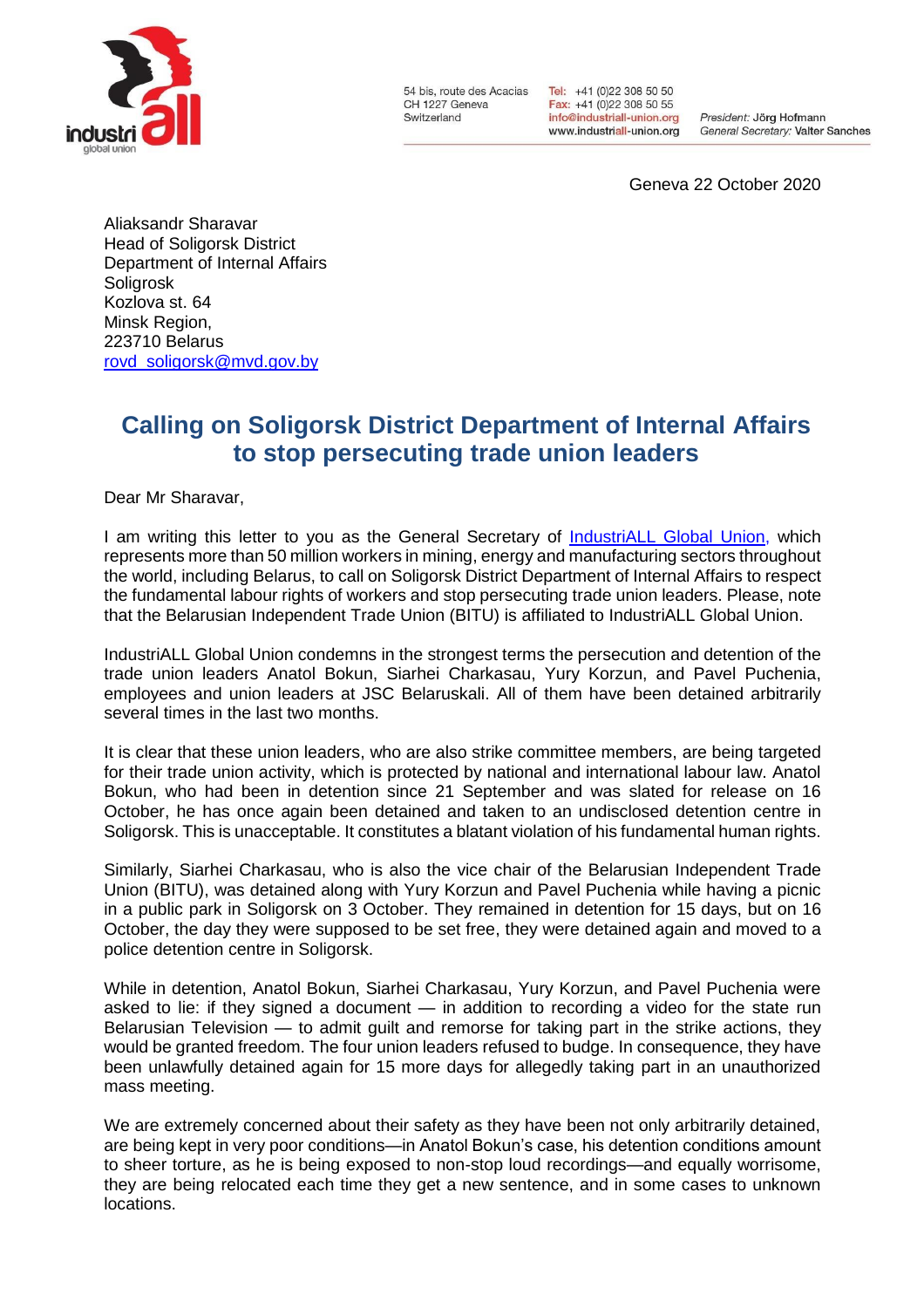54 bis, route des Acacias
CH 1227 Geneva
Switzerland

Tel: +41 (0)22 308 50 50
Fax: +41 (0)22 308 50 55
info@industriall-union.org
www.industriall-union.org

President: Jörg Hofmann
General Secretary: Valter Sanches

Geneva 22 October 2020

Aliaksandr Sharavar
Head of Soligorsk District
Department of Internal Affairs
Soligrosk
Kozlova st. 64
Minsk Region,
223710 Belarus
rovd_soligorsk@mvd.gov.by

## Calling on Soligorsk District Department of Internal Affairs to stop persecuting trade union leaders

Dear Mr Sharavar,

I am writing this letter to you as the General Secretary of IndustriALL Global Union, which represents more than 50 million workers in mining, energy and manufacturing sectors throughout the world, including Belarus, to call on Soligorsk District Department of Internal Affairs to respect the fundamental labour rights of workers and stop persecuting trade union leaders. Please, note that the Belarusian Independent Trade Union (BITU) is affiliated to IndustriALL Global Union.

IndustriALL Global Union condemns in the strongest terms the persecution and detention of the trade union leaders Anatol Bokun, Siarhei Charkasau, Yury Korzun, and Pavel Puchenia, employees and union leaders at JSC Belaruskali. All of them have been detained arbitrarily several times in the last two months.

It is clear that these union leaders, who are also strike committee members, are being targeted for their trade union activity, which is protected by national and international labour law. Anatol Bokun, who had been in detention since 21 September and was slated for release on 16 October, he has once again been detained and taken to an undisclosed detention centre in Soligorsk. This is unacceptable. It constitutes a blatant violation of his fundamental human rights.

Similarly, Siarhei Charkasau, who is also the vice chair of the Belarusian Independent Trade Union (BITU), was detained along with Yury Korzun and Pavel Puchenia while having a picnic in a public park in Soligorsk on 3 October. They remained in detention for 15 days, but on 16 October, the day they were supposed to be set free, they were detained again and moved to a police detention centre in Soligorsk.

While in detention, Anatol Bokun, Siarhei Charkasau, Yury Korzun, and Pavel Puchenia were asked to lie: if they signed a document — in addition to recording a video for the state run Belarusian Television — to admit guilt and remorse for taking part in the strike actions, they would be granted freedom. The four union leaders refused to budge. In consequence, they have been unlawfully detained again for 15 more days for allegedly taking part in an unauthorized mass meeting.

We are extremely concerned about their safety as they have been not only arbitrarily detained, are being kept in very poor conditions—in Anatol Bokun's case, his detention conditions amount to sheer torture, as he is being exposed to non-stop loud recordings—and equally worrisome, they are being relocated each time they get a new sentence, and in some cases to unknown locations.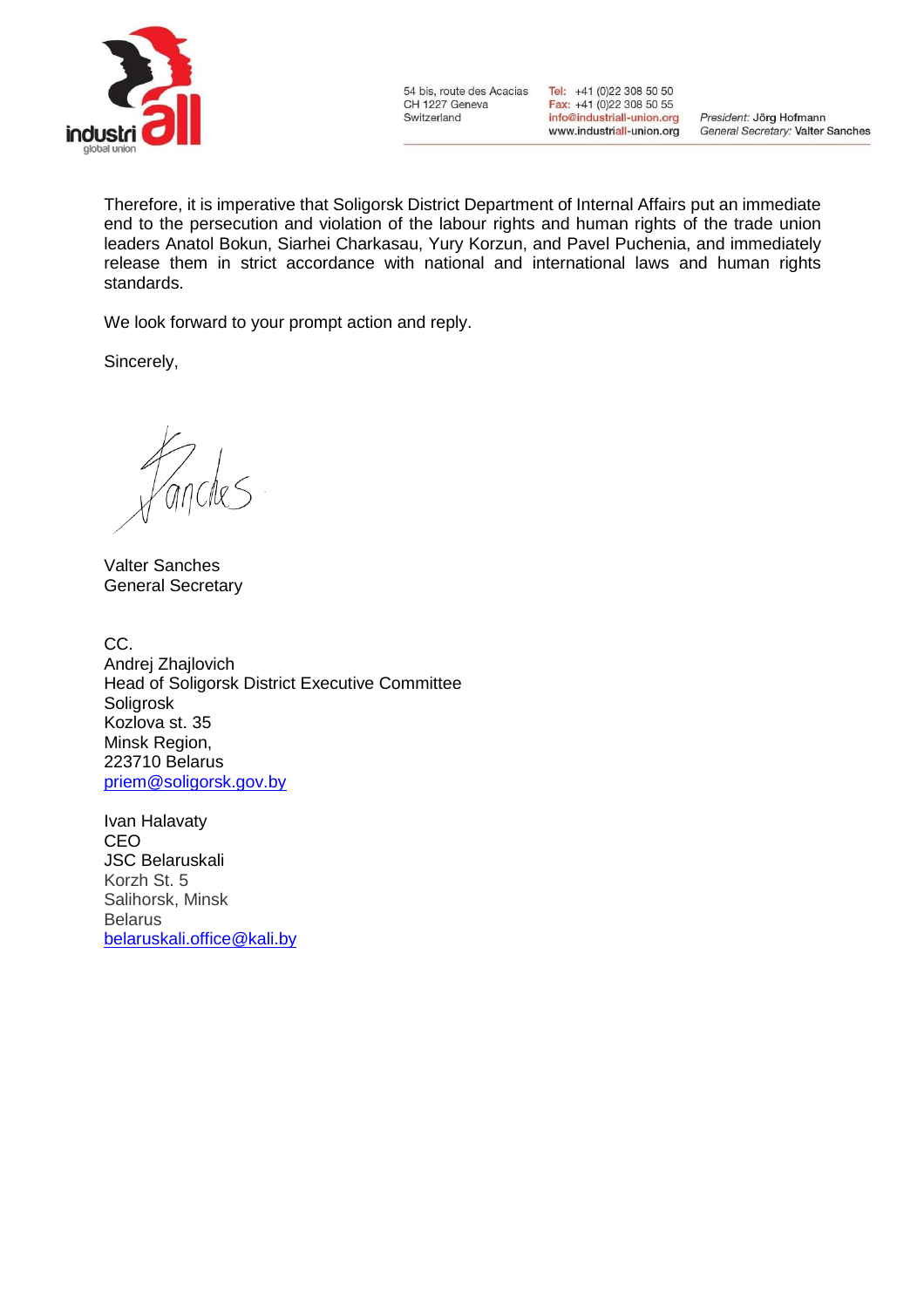Therefore, it is imperative that Soligorsk District Department of Internal Affairs put an immediate end to the persecution and violation of the labour rights and human rights of the trade union leaders Anatol Bokun, Siarhei Charkasau, Yury Korzun, and Pavel Puchenia, and immediately release them in strict accordance with national and international laws and human rights standards.

We look forward to your prompt action and reply.

Sincerely,

Valter Sanches  
General Secretary

CC.  
Andrej Zhajlovich  
Head of Soligorsk District Executive Committee  
Soligrosk  
Kozlova st. 35  
Minsk Region,  
223710 Belarus  
priem@soligorsk.gov.by

Ivan Halavaty  
CEO  
JSC Belaruskali  
Korzh St. 5  
Salihorsk, Minsk  
Belarus  
belaruskali.office@kali.by